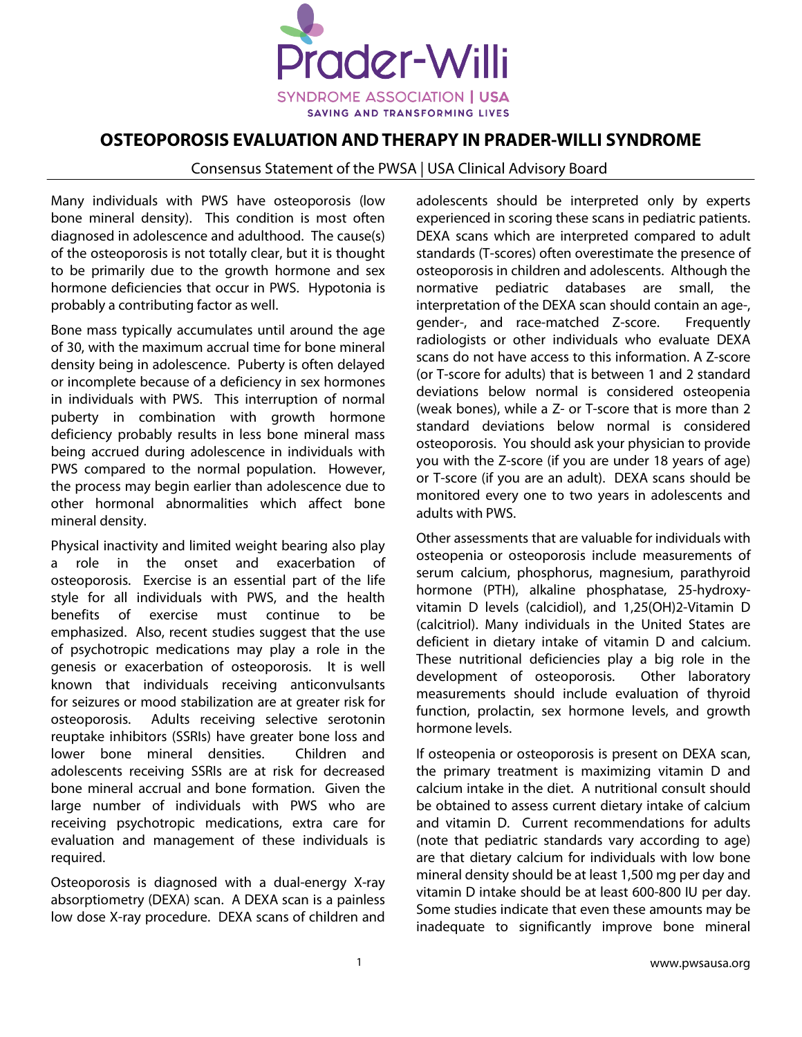Prader-Willi

SYNDROME ASSOCIATION | USA

SAVING AND TRANSFORMING LIVES

# OSTEOPOROSIS EVALUATION AND THERAPY IN PRADER-WILLI SYNDROME

Consensus Statement of the PWSA | USA Clinical Advisory Board

Many individuals with PWS have osteoporosis (low bone mineral density). This condition is most often diagnosed in adolescence and adulthood. The cause(s) of the osteoporosis is not totally clear, but it is thought to be primarily due to the growth hormone and sex hormone deficiencies that occur in PWS. Hypotonia is probably a contributing factor as well.

Bone mass typically accumulates until around the age of 30, with the maximum accrual time for bone mineral density being in adolescence. Puberty is often delayed or incomplete because of a deficiency in sex hormones in individuals with PWS. This interruption of normal puberty in combination with growth hormone deficiency probably results in less bone mineral mass being accrued during adolescence in individuals with PWS compared to the normal population. However, the process may begin earlier than adolescence due to other hormonal abnormalities which affect bone mineral density.

Physical inactivity and limited weight bearing also play a role in the onset and exacerbation of osteoporosis. Exercise is an essential part of the life style for all individuals with PWS, and the health benefits of exercise must continue to be emphasized. Also, recent studies suggest that the use of psychotropic medications may play a role in the genesis or exacerbation of osteoporosis. It is well known that individuals receiving anticonvulsants for seizures or mood stabilization are at greater risk for osteoporosis. Adults receiving selective serotonin reuptake inhibitors (SSRIs) have greater bone loss and lower bone mineral densities. Children and adolescents receiving SSRIs are at risk for decreased bone mineral accrual and bone formation. Given the large number of individuals with PWS who are receiving psychotropic medications, extra care for evaluation and management of these individuals is required.

Osteoporosis is diagnosed with a dual-energy X-ray absorptiometry (DEXA) scan. A DEXA scan is a painless low dose X-ray procedure. DEXA scans of children and adolescents should be interpreted only by experts experienced in scoring these scans in pediatric patients. DEXA scans which are interpreted compared to adult standards (T-scores) often overestimate the presence of osteoporosis in children and adolescents. Although the normative pediatric databases are small, the interpretation of the DEXA scan should contain an age-, gender-, and race-matched Z-score. Frequently radiologists or other individuals who evaluate DEXA scans do not have access to this information. A Z-score (or T-score for adults) that is between 1 and 2 standard deviations below normal is considered osteopenia (weak bones), while a Z- or T-score that is more than 2 standard deviations below normal is considered osteoporosis. You should ask your physician to provide you with the Z-score (if you are under 18 years of age) or T-score (if you are an adult). DEXA scans should be monitored every one to two years in adolescents and adults with PWS.

Other assessments that are valuable for individuals with osteopenia or osteoporosis include measurements of serum calcium, phosphorus, magnesium, parathyroid hormone (PTH), alkaline phosphatase, 25-hydroxy-vitamin D levels (calcidiol), and 1,25(OH)2-Vitamin D (calcitriol). Many individuals in the United States are deficient in dietary intake of vitamin D and calcium. These nutritional deficiencies play a big role in the development of osteoporosis. Other laboratory measurements should include evaluation of thyroid function, prolactin, sex hormone levels, and growth hormone levels.

If osteopenia or osteoporosis is present on DEXA scan, the primary treatment is maximizing vitamin D and calcium intake in the diet. A nutritional consult should be obtained to assess current dietary intake of calcium and vitamin D. Current recommendations for adults (note that pediatric standards vary according to age) are that dietary calcium for individuals with low bone mineral density should be at least 1,500 mg per day and vitamin D intake should be at least 600-800 IU per day. Some studies indicate that even these amounts may be inadequate to significantly improve bone mineral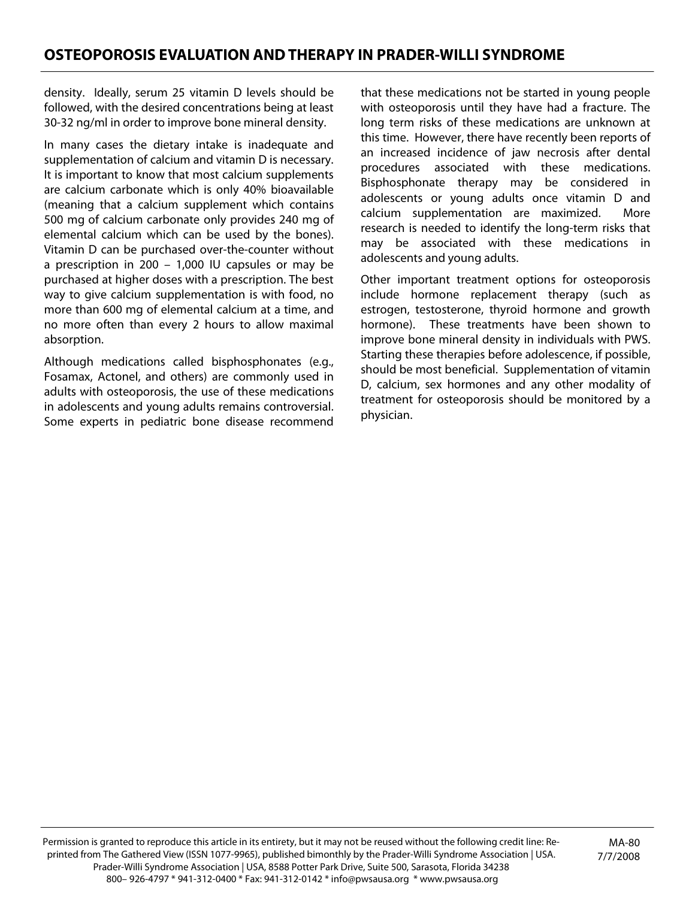density. Ideally, serum 25 vitamin D levels should be followed, with the desired concentrations being at least 30-32 ng/ml in order to improve bone mineral density.

In many cases the dietary intake is inadequate and supplementation of calcium and vitamin D is necessary. It is important to know that most calcium supplements are calcium carbonate which is only 40% bioavailable (meaning that a calcium supplement which contains 500 mg of calcium carbonate only provides 240 mg of elemental calcium which can be used by the bones). Vitamin D can be purchased over-the-counter without a prescription in 200 – 1,000 IU capsules or may be purchased at higher doses with a prescription. The best way to give calcium supplementation is with food, no more than 600 mg of elemental calcium at a time, and no more often than every 2 hours to allow maximal absorption.

Although medications called bisphosphonates (e.g., Fosamax, Actonel, and others) are commonly used in adults with osteoporosis, the use of these medications in adolescents and young adults remains controversial. Some experts in pediatric bone disease recommend that these medications not be started in young people with osteoporosis until they have had a fracture. The long term risks of these medications are unknown at this time. However, there have recently been reports of an increased incidence of jaw necrosis after dental procedures associated with these medications. Bisphosphonate therapy may be considered in adolescents or young adults once vitamin D and calcium supplementation are maximized. More research is needed to identify the long-term risks that may be associated with these medications in adolescents and young adults.

Other important treatment options for osteoporosis include hormone replacement therapy (such as estrogen, testosterone, thyroid hormone and growth hormone). These treatments have been shown to improve bone mineral density in individuals with PWS. Starting these therapies before adolescence, if possible, should be most beneficial. Supplementation of vitamin D, calcium, sex hormones and any other modality of treatment for osteoporosis should be monitored by a physician.